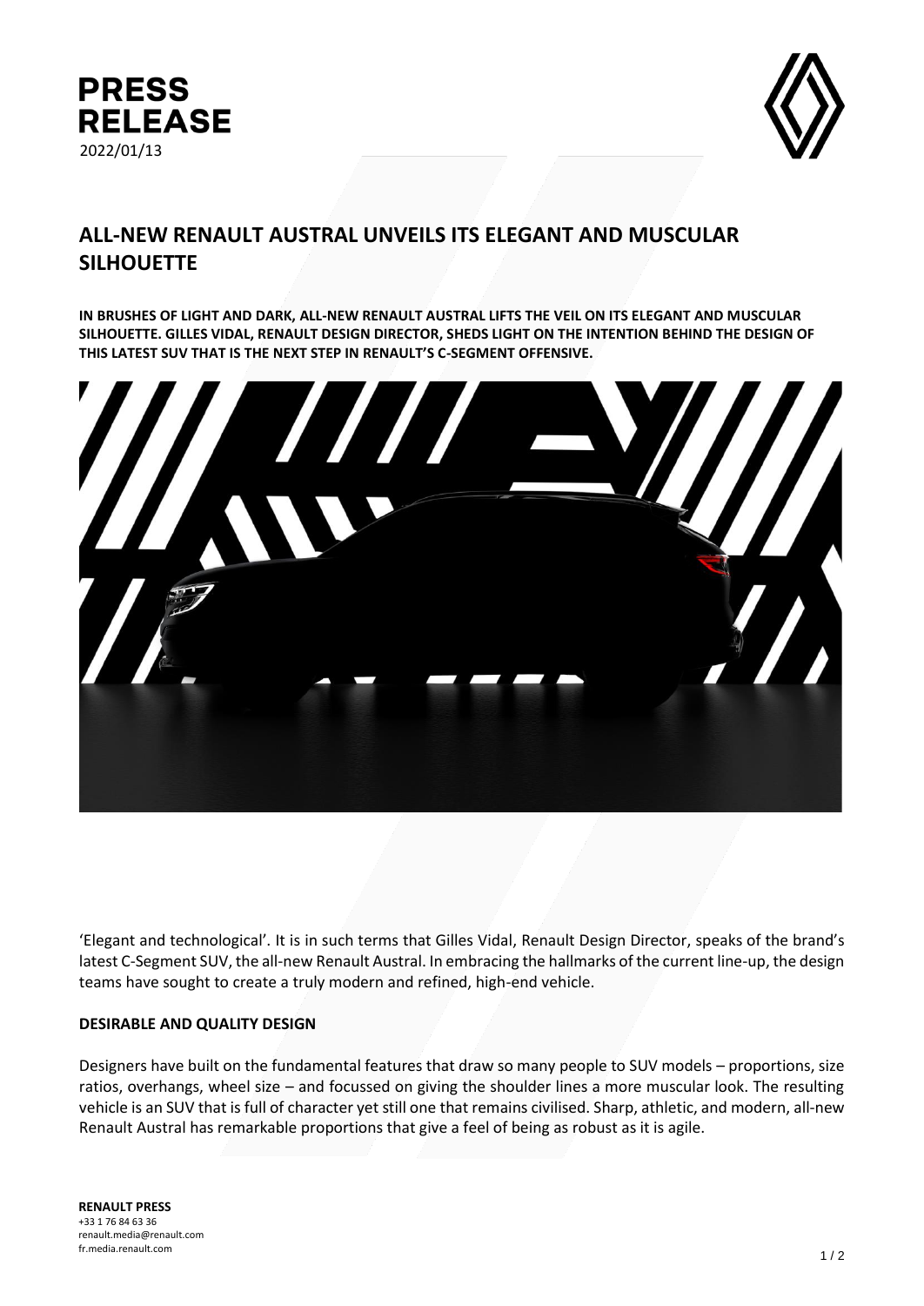**PRESS RELEASE**
2022/01/13

# ALL-NEW RENAULT AUSTRAL UNVEILS ITS ELEGANT AND MUSCULAR SILHOUETTE

**IN BRUSHES OF LIGHT AND DARK, ALL-NEW RENAULT AUSTRAL LIFTS THE VEIL ON ITS ELEGANT AND MUSCULAR SILHOUETTE. GILLES VIDAL, RENAULT DESIGN DIRECTOR, SHEDS LIGHT ON THE INTENTION BEHIND THE DESIGN OF THIS LATEST SUV THAT IS THE NEXT STEP IN RENAULT'S C-SEGMENT OFFENSIVE.**

'Elegant and technological'. It is in such terms that Gilles Vidal, Renault Design Director, speaks of the brand's latest C-Segment SUV, the all-new Renault Austral. In embracing the hallmarks of the current line-up, the design teams have sought to create a truly modern and refined, high-end vehicle.

## DESIRABLE AND QUALITY DESIGN

Designers have built on the fundamental features that draw so many people to SUV models – proportions, size ratios, overhangs, wheel size – and focussed on giving the shoulder lines a more muscular look. The resulting vehicle is an SUV that is full of character yet still one that remains civilised. Sharp, athletic, and modern, all-new Renault Austral has remarkable proportions that give a feel of being as robust as it is agile.

**RENAULT PRESS**
+33 1 76 84 63 36
renault.media@renault.com
fr.media.renault.com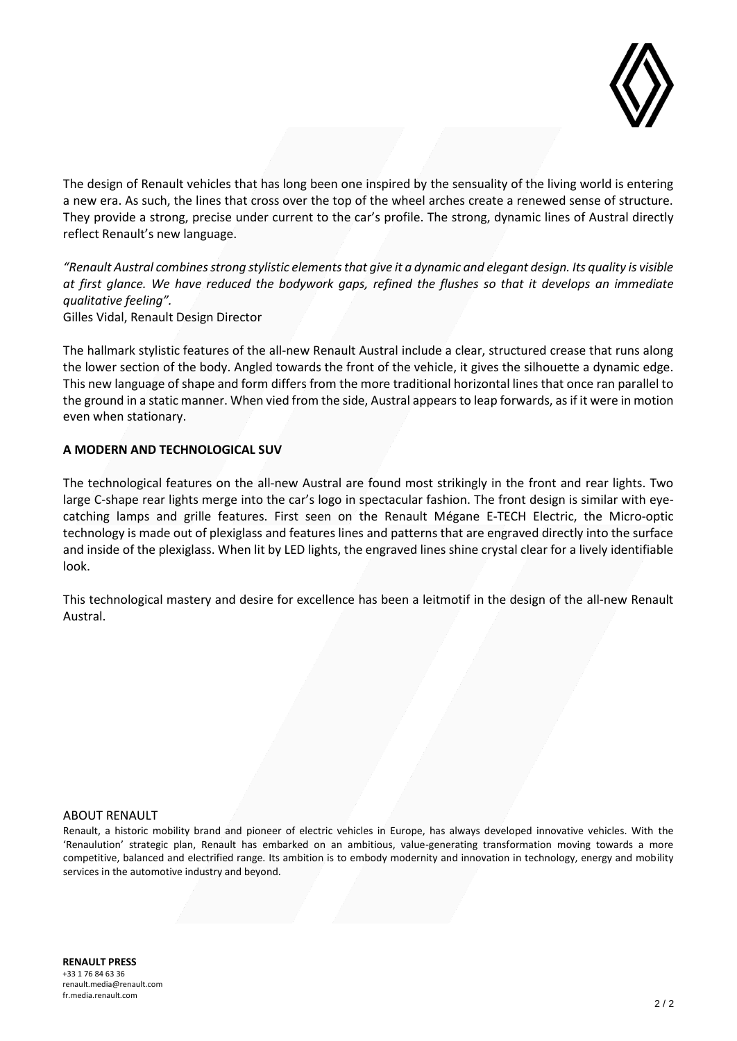The design of Renault vehicles that has long been one inspired by the sensuality of the living world is entering a new era. As such, the lines that cross over the top of the wheel arches create a renewed sense of structure. They provide a strong, precise under current to the car's profile. The strong, dynamic lines of Austral directly reflect Renault's new language.

*"Renault Austral combines strong stylistic elements that give it a dynamic and elegant design. Its quality is visible at first glance. We have reduced the bodywork gaps, refined the flushes so that it develops an immediate qualitative feeling".*
Gilles Vidal, Renault Design Director

The hallmark stylistic features of the all-new Renault Austral include a clear, structured crease that runs along the lower section of the body. Angled towards the front of the vehicle, it gives the silhouette a dynamic edge. This new language of shape and form differs from the more traditional horizontal lines that once ran parallel to the ground in a static manner. When vied from the side, Austral appears to leap forwards, as if it were in motion even when stationary.

**A MODERN AND TECHNOLOGICAL SUV**

The technological features on the all-new Austral are found most strikingly in the front and rear lights. Two large C-shape rear lights merge into the car's logo in spectacular fashion. The front design is similar with eye-catching lamps and grille features. First seen on the Renault Mégane E-TECH Electric, the Micro-optic technology is made out of plexiglass and features lines and patterns that are engraved directly into the surface and inside of the plexiglass. When lit by LED lights, the engraved lines shine crystal clear for a lively identifiable look.

This technological mastery and desire for excellence has been a leitmotif in the design of the all-new Renault Austral.

ABOUT RENAULT

Renault, a historic mobility brand and pioneer of electric vehicles in Europe, has always developed innovative vehicles. With the 'Renaulution' strategic plan, Renault has embarked on an ambitious, value-generating transformation moving towards a more competitive, balanced and electrified range. Its ambition is to embody modernity and innovation in technology, energy and mobility services in the automotive industry and beyond.

**RENAULT PRESS**
+33 1 76 84 63 36
renault.media@renault.com
fr.media.renault.com